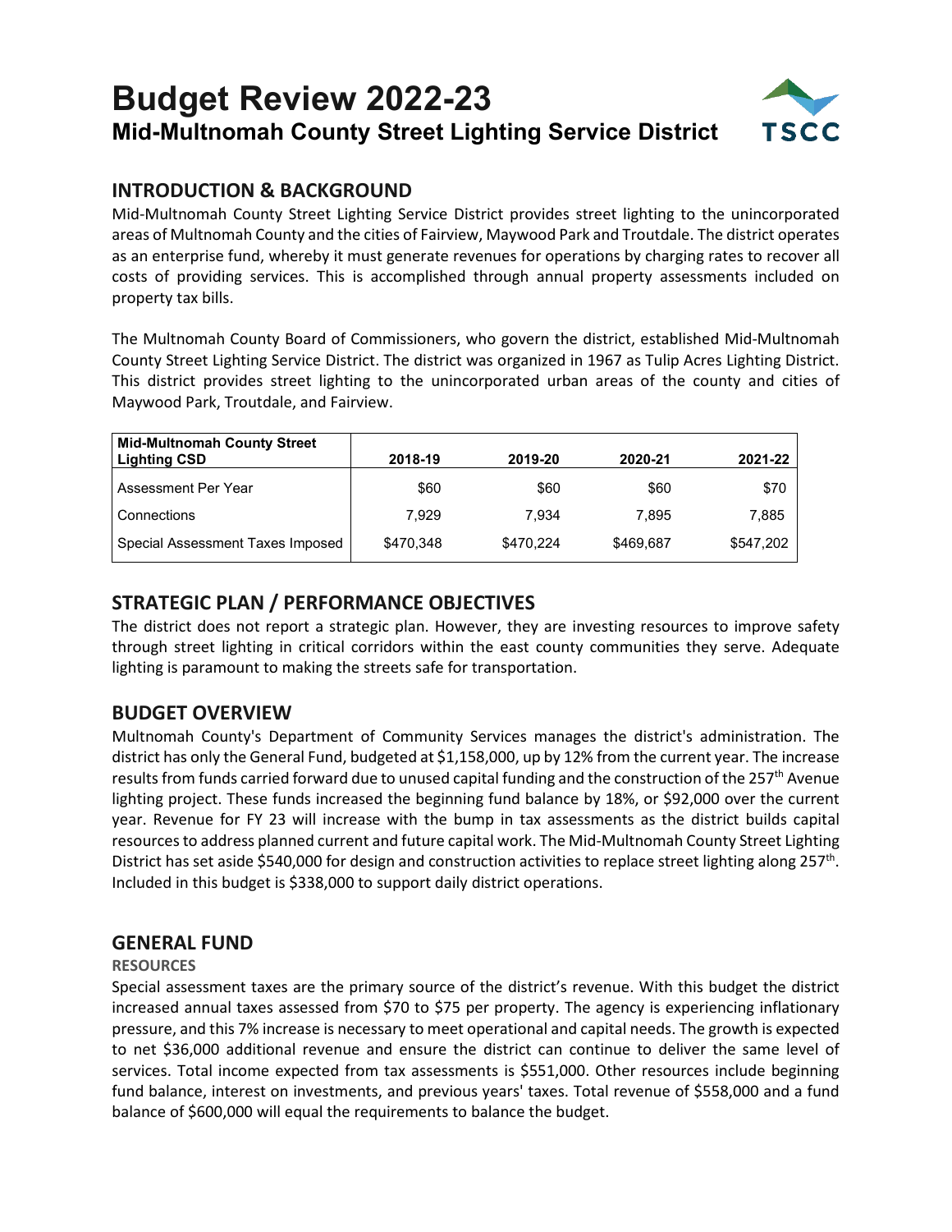# Budget Review 2022-23

## Mid-Multnomah County Street Lighting Service District

TSCC

## INTRODUCTION & BACKGROUND

Mid-Multnomah County Street Lighting Service District provides street lighting to the unincorporated areas of Multnomah County and the cities of Fairview, Maywood Park and Troutdale. The district operates as an enterprise fund, whereby it must generate revenues for operations by charging rates to recover all costs of providing services. This is accomplished through annual property assessments included on property tax bills.

The Multnomah County Board of Commissioners, who govern the district, established Mid-Multnomah County Street Lighting Service District. The district was organized in 1967 as Tulip Acres Lighting District. This district provides street lighting to the unincorporated urban areas of the county and cities of Maywood Park, Troutdale, and Fairview.

| Mid-Multnomah County Street Lighting CSD | 2018-19 | 2019-20 | 2020-21 | 2021-22 |
|---|---|---|---|---|
| Assessment Per Year | $60 | $60 | $60 | $70 |
| Connections | 7,929 | 7,934 | 7,895 | 7,885 |
| Special Assessment Taxes Imposed | $470,348 | $470,224 | $469,687 | $547,202 |

## STRATEGIC PLAN / PERFORMANCE OBJECTIVES

The district does not report a strategic plan. However, they are investing resources to improve safety through street lighting in critical corridors within the east county communities they serve. Adequate lighting is paramount to making the streets safe for transportation.

## BUDGET OVERVIEW

Multnomah County's Department of Community Services manages the district's administration. The district has only the General Fund, budgeted at $1,158,000, up by 12% from the current year. The increase results from funds carried forward due to unused capital funding and the construction of the 257th Avenue lighting project. These funds increased the beginning fund balance by 18%, or $92,000 over the current year. Revenue for FY 23 will increase with the bump in tax assessments as the district builds capital resources to address planned current and future capital work. The Mid-Multnomah County Street Lighting District has set aside $540,000 for design and construction activities to replace street lighting along 257th. Included in this budget is $338,000 to support daily district operations.

## GENERAL FUND

### RESOURCES

Special assessment taxes are the primary source of the district's revenue. With this budget the district increased annual taxes assessed from $70 to $75 per property. The agency is experiencing inflationary pressure, and this 7% increase is necessary to meet operational and capital needs. The growth is expected to net $36,000 additional revenue and ensure the district can continue to deliver the same level of services. Total income expected from tax assessments is $551,000. Other resources include beginning fund balance, interest on investments, and previous years' taxes. Total revenue of $558,000 and a fund balance of $600,000 will equal the requirements to balance the budget.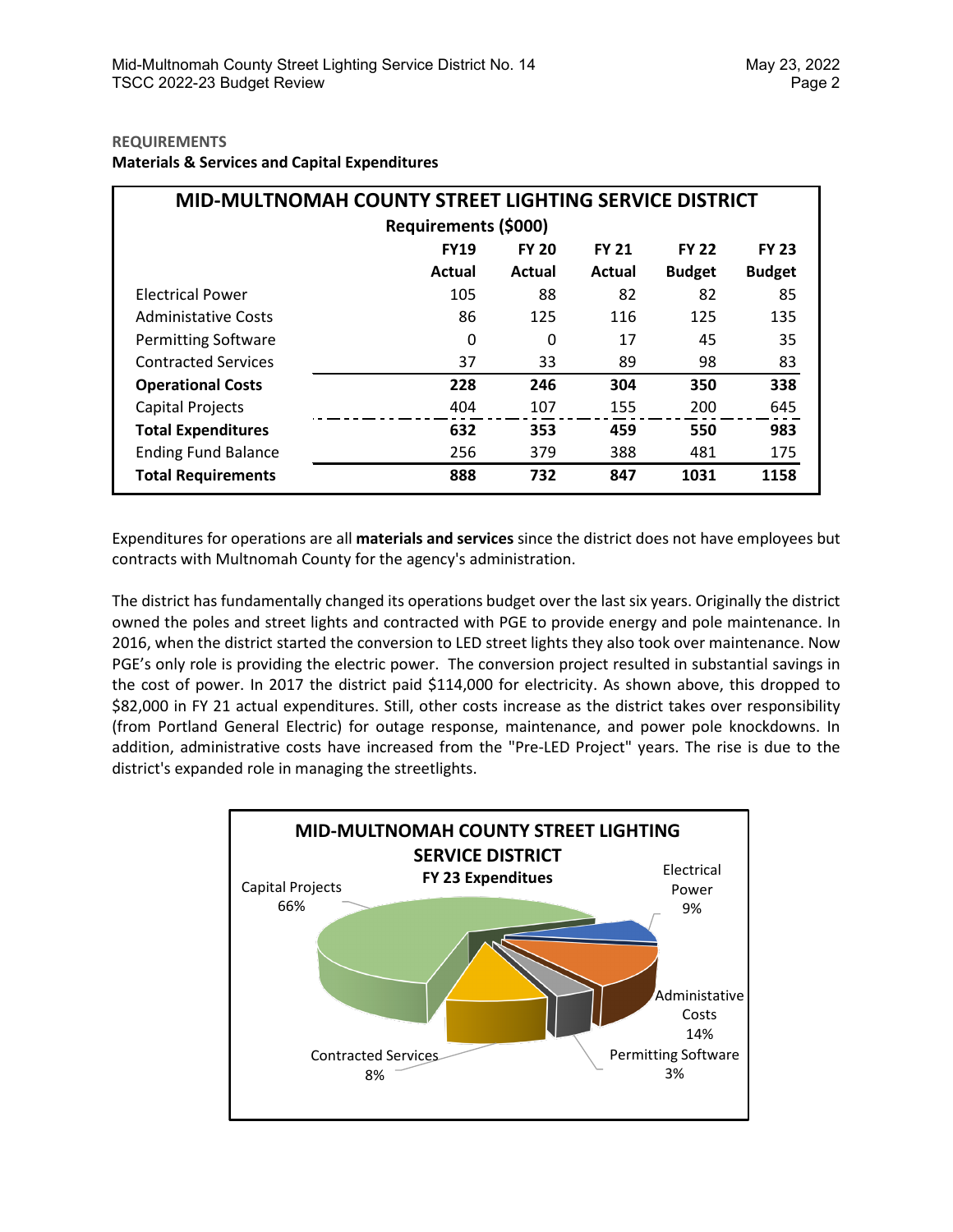**REQUIREMENTS**

**Materials & Services and Capital Expenditures**

| MID-MULTNOMAH COUNTY STREET LIGHTING SERVICE DISTRICT | | | | | |
|---|---|---|---|---|---|
| Requirements ($000) | | | | | |
| | FY19 Actual | FY 20 Actual | FY 21 Actual | FY 22 Budget | FY 23 Budget |
| Electrical Power | 105 | 88 | 82 | 82 | 85 |
| Administative Costs | 86 | 125 | 116 | 125 | 135 |
| Permitting Software | 0 | 0 | 17 | 45 | 35 |
| Contracted Services | 37 | 33 | 89 | 98 | 83 |
| **Operational Costs** | **228** | **246** | **304** | **350** | **338** |
| Capital Projects | 404 | 107 | 155 | 200 | 645 |
| **Total Expenditures** | **632** | **353** | **459** | **550** | **983** |
| Ending Fund Balance | 256 | 379 | 388 | 481 | 175 |
| **Total Requirements** | **888** | **732** | **847** | **1031** | **1158** |

Expenditures for operations are all **materials and services** since the district does not have employees but contracts with Multnomah County for the agency's administration.

The district has fundamentally changed its operations budget over the last six years. Originally the district owned the poles and street lights and contracted with PGE to provide energy and pole maintenance. In 2016, when the district started the conversion to LED street lights they also took over maintenance. Now PGE's only role is providing the electric power. The conversion project resulted in substantial savings in the cost of power. In 2017 the district paid $114,000 for electricity. As shown above, this dropped to $82,000 in FY 21 actual expenditures. Still, other costs increase as the district takes over responsibility (from Portland General Electric) for outage response, maintenance, and power pole knockdowns. In addition, administrative costs have increased from the "Pre-LED Project" years. The rise is due to the district's expanded role in managing the streetlights.

**MID-MULTNOMAH COUNTY STREET LIGHTING SERVICE DISTRICT**
**FY 23 Expenditues**

| Category | Share |
|---|---|
| Capital Projects | 66% |
| Electrical Power | 9% |
| Administative Costs | 14% |
| Permitting Software | 3% |
| Contracted Services | 8% |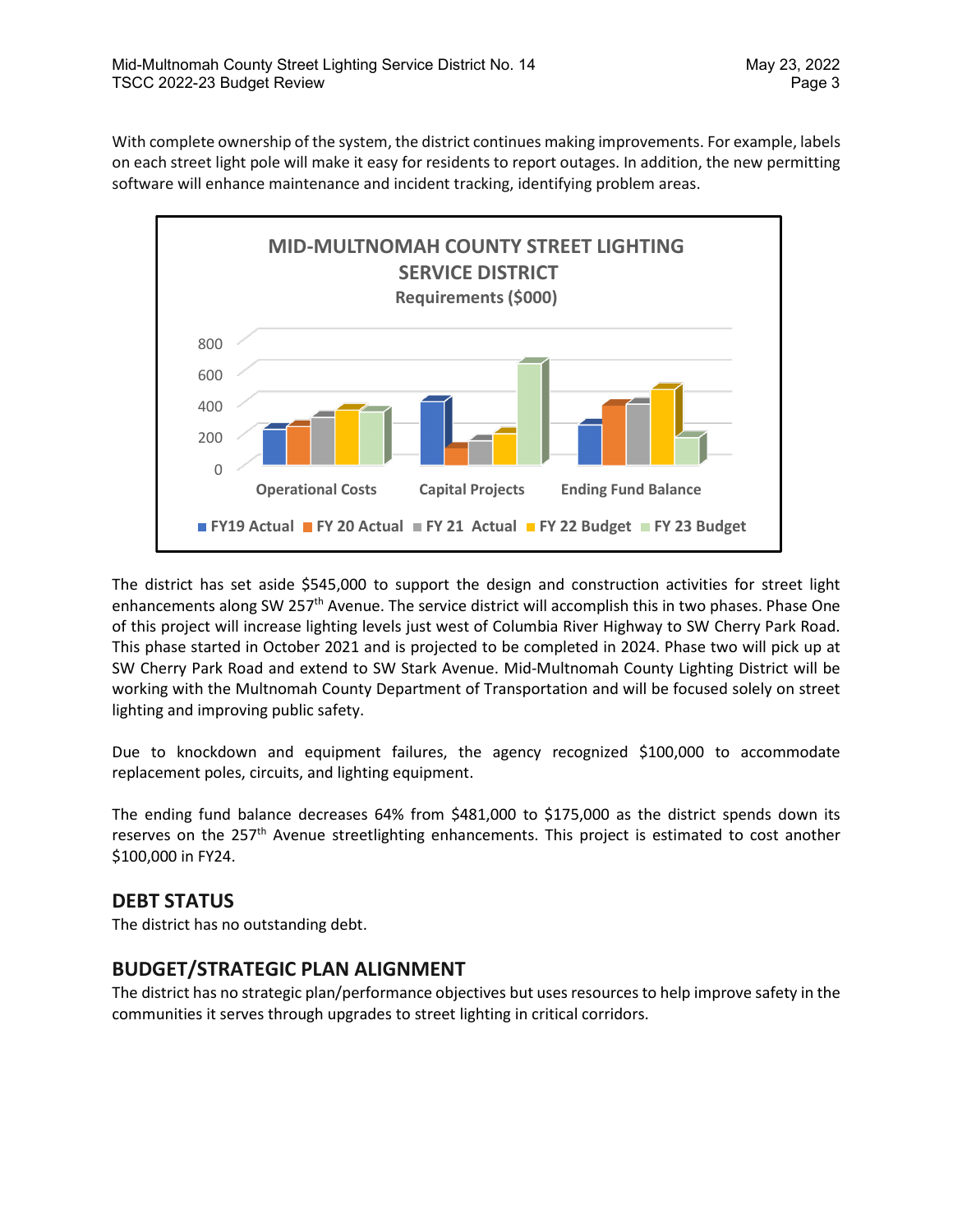With complete ownership of the system, the district continues making improvements. For example, labels on each street light pole will make it easy for residents to report outages. In addition, the new permitting software will enhance maintenance and incident tracking, identifying problem areas.

**MID-MULTNOMAH COUNTY STREET LIGHTING SERVICE DISTRICT**
**Requirements ($000)**

The district has set aside $545,000 to support the design and construction activities for street light enhancements along SW 257th Avenue. The service district will accomplish this in two phases. Phase One of this project will increase lighting levels just west of Columbia River Highway to SW Cherry Park Road. This phase started in October 2021 and is projected to be completed in 2024. Phase two will pick up at SW Cherry Park Road and extend to SW Stark Avenue. Mid-Multnomah County Lighting District will be working with the Multnomah County Department of Transportation and will be focused solely on street lighting and improving public safety.

Due to knockdown and equipment failures, the agency recognized $100,000 to accommodate replacement poles, circuits, and lighting equipment.

The ending fund balance decreases 64% from $481,000 to $175,000 as the district spends down its reserves on the 257th Avenue streetlighting enhancements. This project is estimated to cost another $100,000 in FY24.

## DEBT STATUS

The district has no outstanding debt.

## BUDGET/STRATEGIC PLAN ALIGNMENT

The district has no strategic plan/performance objectives but uses resources to help improve safety in the communities it serves through upgrades to street lighting in critical corridors.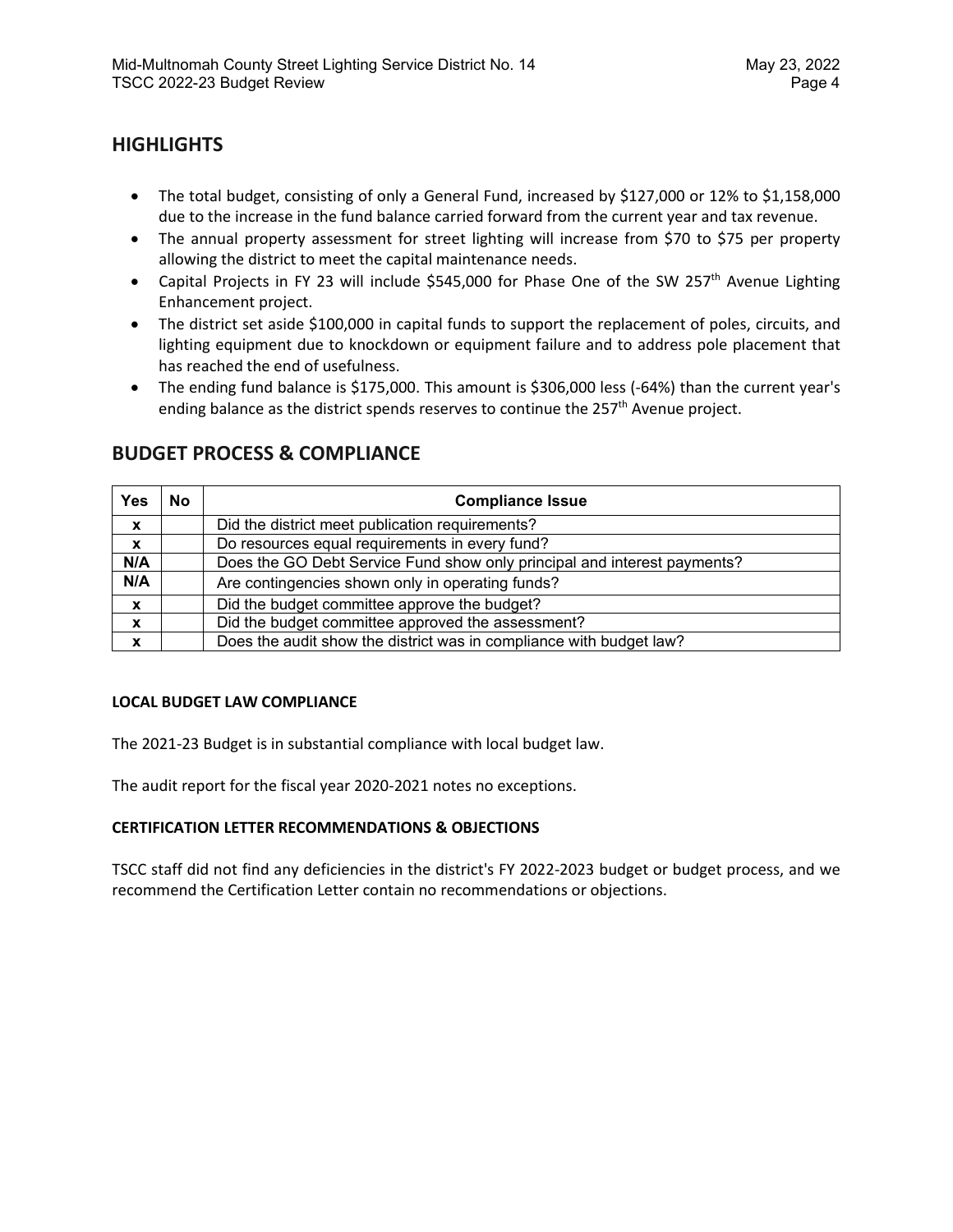## HIGHLIGHTS

- The total budget, consisting of only a General Fund, increased by $127,000 or 12% to $1,158,000 due to the increase in the fund balance carried forward from the current year and tax revenue.
- The annual property assessment for street lighting will increase from $70 to $75 per property allowing the district to meet the capital maintenance needs.
- Capital Projects in FY 23 will include $545,000 for Phase One of the SW 257th Avenue Lighting Enhancement project.
- The district set aside $100,000 in capital funds to support the replacement of poles, circuits, and lighting equipment due to knockdown or equipment failure and to address pole placement that has reached the end of usefulness.
- The ending fund balance is $175,000. This amount is $306,000 less (-64%) than the current year's ending balance as the district spends reserves to continue the 257th Avenue project.

## BUDGET PROCESS & COMPLIANCE

| Yes | No | Compliance Issue |
|---|---|---|
| x | | Did the district meet publication requirements? |
| x | | Do resources equal requirements in every fund? |
| N/A | | Does the GO Debt Service Fund show only principal and interest payments? |
| N/A | | Are contingencies shown only in operating funds? |
| x | | Did the budget committee approve the budget? |
| x | | Did the budget committee approved the assessment? |
| x | | Does the audit show the district was in compliance with budget law? |

**LOCAL BUDGET LAW COMPLIANCE**

The 2021-23 Budget is in substantial compliance with local budget law.

The audit report for the fiscal year 2020-2021 notes no exceptions.

**CERTIFICATION LETTER RECOMMENDATIONS & OBJECTIONS**

TSCC staff did not find any deficiencies in the district's FY 2022-2023 budget or budget process, and we recommend the Certification Letter contain no recommendations or objections.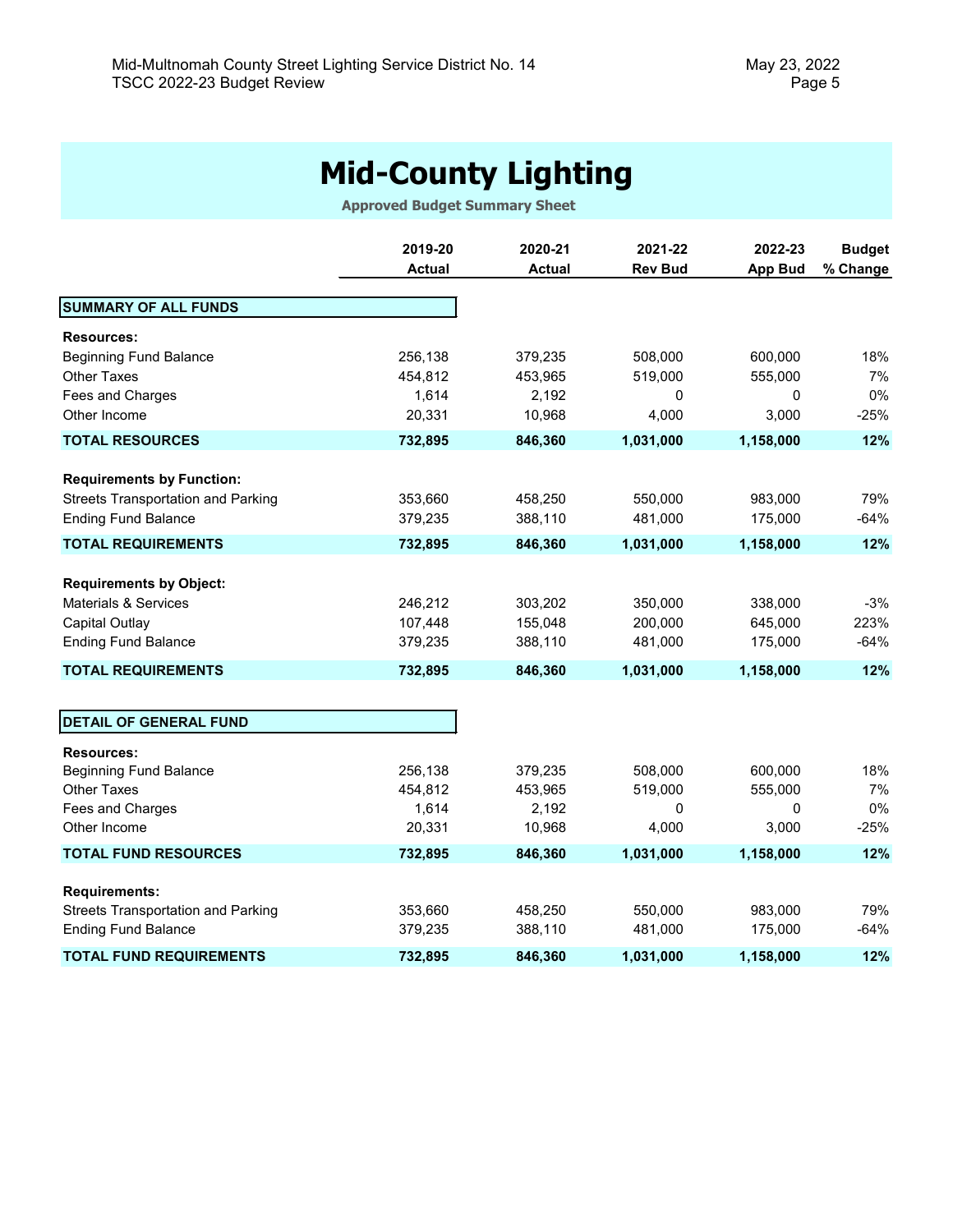# Mid-County Lighting

**Approved Budget Summary Sheet**

| | 2019-20 Actual | 2020-21 Actual | 2021-22 Rev Bud | 2022-23 App Bud | Budget % Change |
|---|---|---|---|---|---|
| **SUMMARY OF ALL FUNDS** | | | | | |
| **Resources:** | | | | | |
| Beginning Fund Balance | 256,138 | 379,235 | 508,000 | 600,000 | 18% |
| Other Taxes | 454,812 | 453,965 | 519,000 | 555,000 | 7% |
| Fees and Charges | 1,614 | 2,192 | 0 | 0 | 0% |
| Other Income | 20,331 | 10,968 | 4,000 | 3,000 | -25% |
| **TOTAL RESOURCES** | **732,895** | **846,360** | **1,031,000** | **1,158,000** | **12%** |
| **Requirements by Function:** | | | | | |
| Streets Transportation and Parking | 353,660 | 458,250 | 550,000 | 983,000 | 79% |
| Ending Fund Balance | 379,235 | 388,110 | 481,000 | 175,000 | -64% |
| **TOTAL REQUIREMENTS** | **732,895** | **846,360** | **1,031,000** | **1,158,000** | **12%** |
| **Requirements by Object:** | | | | | |
| Materials & Services | 246,212 | 303,202 | 350,000 | 338,000 | -3% |
| Capital Outlay | 107,448 | 155,048 | 200,000 | 645,000 | 223% |
| Ending Fund Balance | 379,235 | 388,110 | 481,000 | 175,000 | -64% |
| **TOTAL REQUIREMENTS** | **732,895** | **846,360** | **1,031,000** | **1,158,000** | **12%** |
| **DETAIL OF GENERAL FUND** | | | | | |
| **Resources:** | | | | | |
| Beginning Fund Balance | 256,138 | 379,235 | 508,000 | 600,000 | 18% |
| Other Taxes | 454,812 | 453,965 | 519,000 | 555,000 | 7% |
| Fees and Charges | 1,614 | 2,192 | 0 | 0 | 0% |
| Other Income | 20,331 | 10,968 | 4,000 | 3,000 | -25% |
| **TOTAL FUND RESOURCES** | **732,895** | **846,360** | **1,031,000** | **1,158,000** | **12%** |
| **Requirements:** | | | | | |
| Streets Transportation and Parking | 353,660 | 458,250 | 550,000 | 983,000 | 79% |
| Ending Fund Balance | 379,235 | 388,110 | 481,000 | 175,000 | -64% |
| **TOTAL FUND REQUIREMENTS** | **732,895** | **846,360** | **1,031,000** | **1,158,000** | **12%** |